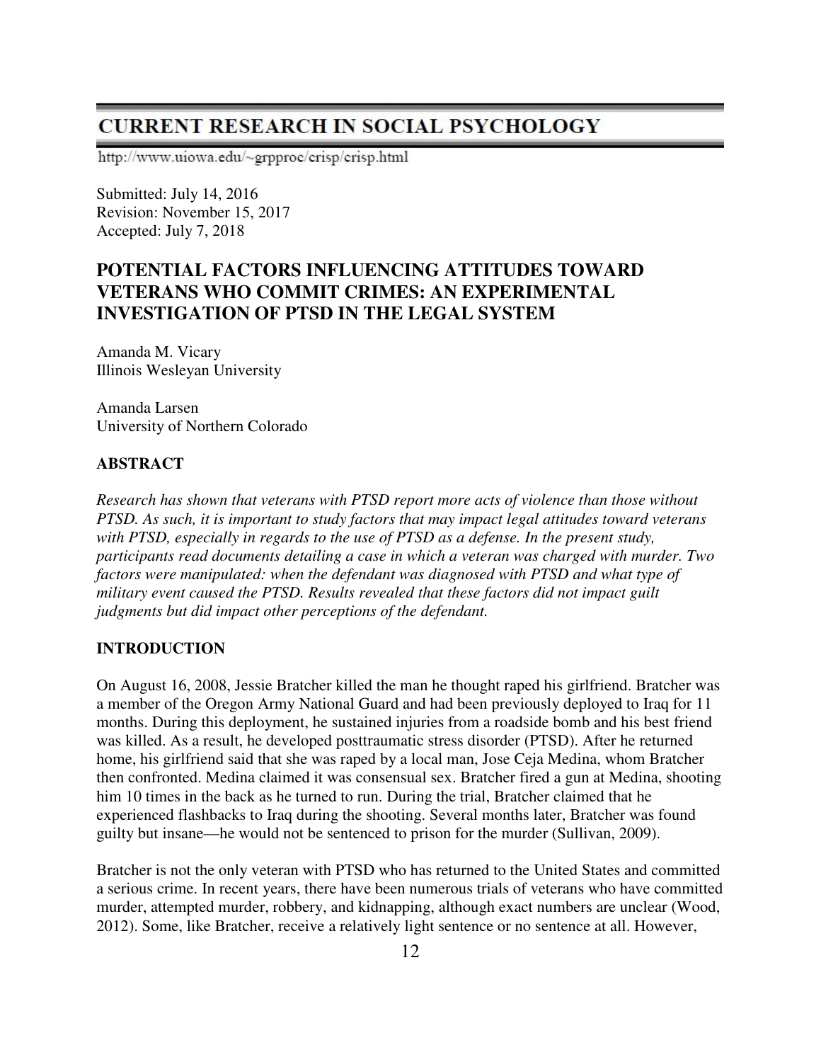# CURRENT RESEARCH IN SOCIAL PSYCHOLOGY

http://www.uiowa.edu/~grpproc/crisp/crisp.html

Submitted: July 14, 2016
Revision: November 15, 2017
Accepted: July 7, 2018

## POTENTIAL FACTORS INFLUENCING ATTITUDES TOWARD VETERANS WHO COMMIT CRIMES: AN EXPERIMENTAL INVESTIGATION OF PTSD IN THE LEGAL SYSTEM

Amanda M. Vicary
Illinois Wesleyan University

Amanda Larsen
University of Northern Colorado

### ABSTRACT

*Research has shown that veterans with PTSD report more acts of violence than those without PTSD. As such, it is important to study factors that may impact legal attitudes toward veterans with PTSD, especially in regards to the use of PTSD as a defense. In the present study, participants read documents detailing a case in which a veteran was charged with murder. Two factors were manipulated: when the defendant was diagnosed with PTSD and what type of military event caused the PTSD. Results revealed that these factors did not impact guilt judgments but did impact other perceptions of the defendant.*

### INTRODUCTION

On August 16, 2008, Jessie Bratcher killed the man he thought raped his girlfriend. Bratcher was a member of the Oregon Army National Guard and had been previously deployed to Iraq for 11 months. During this deployment, he sustained injuries from a roadside bomb and his best friend was killed. As a result, he developed posttraumatic stress disorder (PTSD). After he returned home, his girlfriend said that she was raped by a local man, Jose Ceja Medina, whom Bratcher then confronted. Medina claimed it was consensual sex. Bratcher fired a gun at Medina, shooting him 10 times in the back as he turned to run. During the trial, Bratcher claimed that he experienced flashbacks to Iraq during the shooting. Several months later, Bratcher was found guilty but insane—he would not be sentenced to prison for the murder (Sullivan, 2009).

Bratcher is not the only veteran with PTSD who has returned to the United States and committed a serious crime. In recent years, there have been numerous trials of veterans who have committed murder, attempted murder, robbery, and kidnapping, although exact numbers are unclear (Wood, 2012). Some, like Bratcher, receive a relatively light sentence or no sentence at all. However,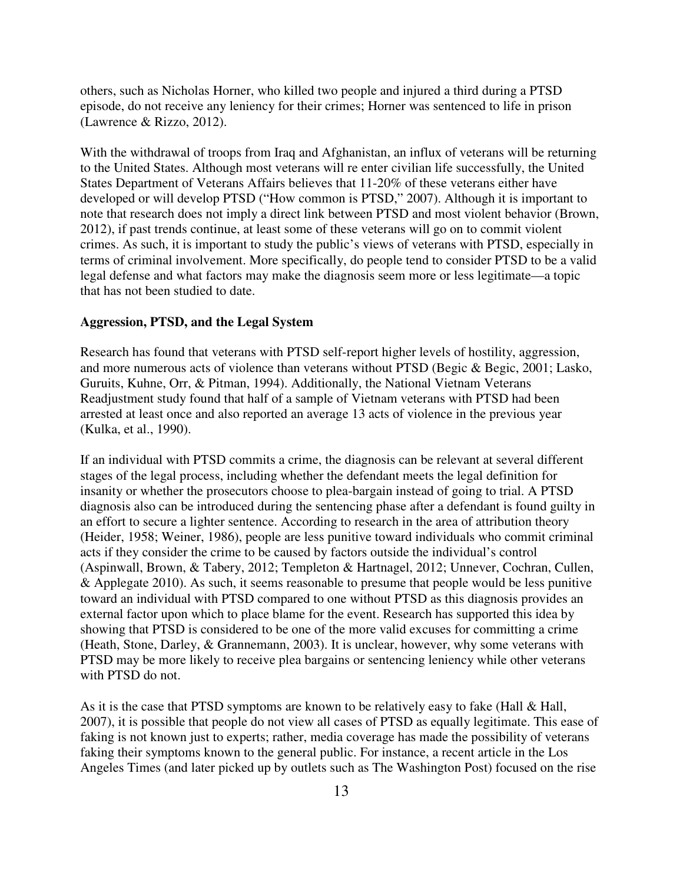others, such as Nicholas Horner, who killed two people and injured a third during a PTSD episode, do not receive any leniency for their crimes; Horner was sentenced to life in prison (Lawrence & Rizzo, 2012).

With the withdrawal of troops from Iraq and Afghanistan, an influx of veterans will be returning to the United States. Although most veterans will re enter civilian life successfully, the United States Department of Veterans Affairs believes that 11-20% of these veterans either have developed or will develop PTSD ("How common is PTSD," 2007). Although it is important to note that research does not imply a direct link between PTSD and most violent behavior (Brown, 2012), if past trends continue, at least some of these veterans will go on to commit violent crimes. As such, it is important to study the public's views of veterans with PTSD, especially in terms of criminal involvement. More specifically, do people tend to consider PTSD to be a valid legal defense and what factors may make the diagnosis seem more or less legitimate—a topic that has not been studied to date.

**Aggression, PTSD, and the Legal System**

Research has found that veterans with PTSD self-report higher levels of hostility, aggression, and more numerous acts of violence than veterans without PTSD (Begic & Begic, 2001; Lasko, Guruits, Kuhne, Orr, & Pitman, 1994). Additionally, the National Vietnam Veterans Readjustment study found that half of a sample of Vietnam veterans with PTSD had been arrested at least once and also reported an average 13 acts of violence in the previous year (Kulka, et al., 1990).

If an individual with PTSD commits a crime, the diagnosis can be relevant at several different stages of the legal process, including whether the defendant meets the legal definition for insanity or whether the prosecutors choose to plea-bargain instead of going to trial. A PTSD diagnosis also can be introduced during the sentencing phase after a defendant is found guilty in an effort to secure a lighter sentence. According to research in the area of attribution theory (Heider, 1958; Weiner, 1986), people are less punitive toward individuals who commit criminal acts if they consider the crime to be caused by factors outside the individual's control (Aspinwall, Brown, & Tabery, 2012; Templeton & Hartnagel, 2012; Unnever, Cochran, Cullen, & Applegate 2010). As such, it seems reasonable to presume that people would be less punitive toward an individual with PTSD compared to one without PTSD as this diagnosis provides an external factor upon which to place blame for the event. Research has supported this idea by showing that PTSD is considered to be one of the more valid excuses for committing a crime (Heath, Stone, Darley, & Grannemann, 2003). It is unclear, however, why some veterans with PTSD may be more likely to receive plea bargains or sentencing leniency while other veterans with PTSD do not.

As it is the case that PTSD symptoms are known to be relatively easy to fake (Hall & Hall, 2007), it is possible that people do not view all cases of PTSD as equally legitimate. This ease of faking is not known just to experts; rather, media coverage has made the possibility of veterans faking their symptoms known to the general public. For instance, a recent article in the Los Angeles Times (and later picked up by outlets such as The Washington Post) focused on the rise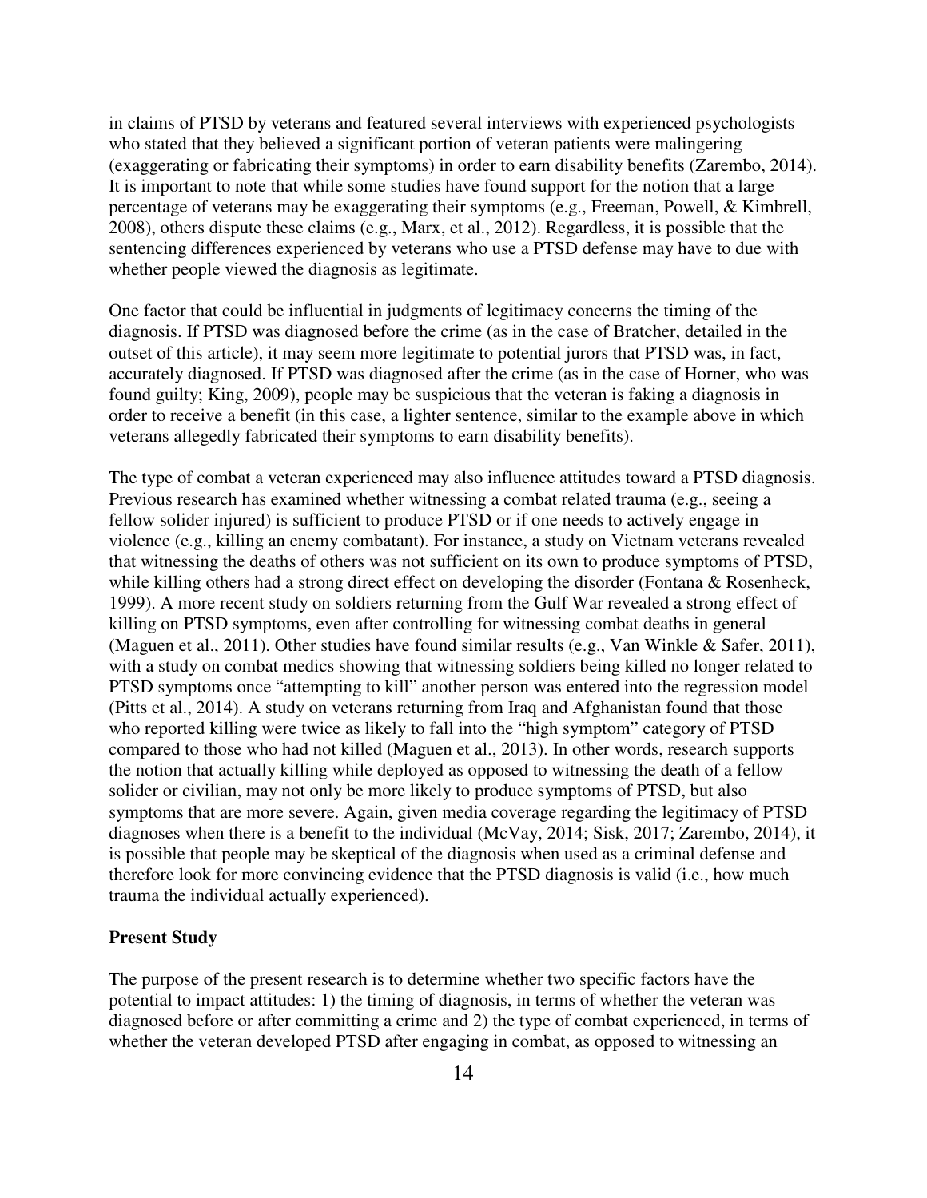in claims of PTSD by veterans and featured several interviews with experienced psychologists who stated that they believed a significant portion of veteran patients were malingering (exaggerating or fabricating their symptoms) in order to earn disability benefits (Zarembo, 2014). It is important to note that while some studies have found support for the notion that a large percentage of veterans may be exaggerating their symptoms (e.g., Freeman, Powell, & Kimbrell, 2008), others dispute these claims (e.g., Marx, et al., 2012). Regardless, it is possible that the sentencing differences experienced by veterans who use a PTSD defense may have to due with whether people viewed the diagnosis as legitimate.

One factor that could be influential in judgments of legitimacy concerns the timing of the diagnosis. If PTSD was diagnosed before the crime (as in the case of Bratcher, detailed in the outset of this article), it may seem more legitimate to potential jurors that PTSD was, in fact, accurately diagnosed. If PTSD was diagnosed after the crime (as in the case of Horner, who was found guilty; King, 2009), people may be suspicious that the veteran is faking a diagnosis in order to receive a benefit (in this case, a lighter sentence, similar to the example above in which veterans allegedly fabricated their symptoms to earn disability benefits).

The type of combat a veteran experienced may also influence attitudes toward a PTSD diagnosis. Previous research has examined whether witnessing a combat related trauma (e.g., seeing a fellow solider injured) is sufficient to produce PTSD or if one needs to actively engage in violence (e.g., killing an enemy combatant). For instance, a study on Vietnam veterans revealed that witnessing the deaths of others was not sufficient on its own to produce symptoms of PTSD, while killing others had a strong direct effect on developing the disorder (Fontana & Rosenheck, 1999). A more recent study on soldiers returning from the Gulf War revealed a strong effect of killing on PTSD symptoms, even after controlling for witnessing combat deaths in general (Maguen et al., 2011). Other studies have found similar results (e.g., Van Winkle & Safer, 2011), with a study on combat medics showing that witnessing soldiers being killed no longer related to PTSD symptoms once "attempting to kill" another person was entered into the regression model (Pitts et al., 2014). A study on veterans returning from Iraq and Afghanistan found that those who reported killing were twice as likely to fall into the "high symptom" category of PTSD compared to those who had not killed (Maguen et al., 2013). In other words, research supports the notion that actually killing while deployed as opposed to witnessing the death of a fellow solider or civilian, may not only be more likely to produce symptoms of PTSD, but also symptoms that are more severe. Again, given media coverage regarding the legitimacy of PTSD diagnoses when there is a benefit to the individual (McVay, 2014; Sisk, 2017; Zarembo, 2014), it is possible that people may be skeptical of the diagnosis when used as a criminal defense and therefore look for more convincing evidence that the PTSD diagnosis is valid (i.e., how much trauma the individual actually experienced).

## Present Study

The purpose of the present research is to determine whether two specific factors have the potential to impact attitudes: 1) the timing of diagnosis, in terms of whether the veteran was diagnosed before or after committing a crime and 2) the type of combat experienced, in terms of whether the veteran developed PTSD after engaging in combat, as opposed to witnessing an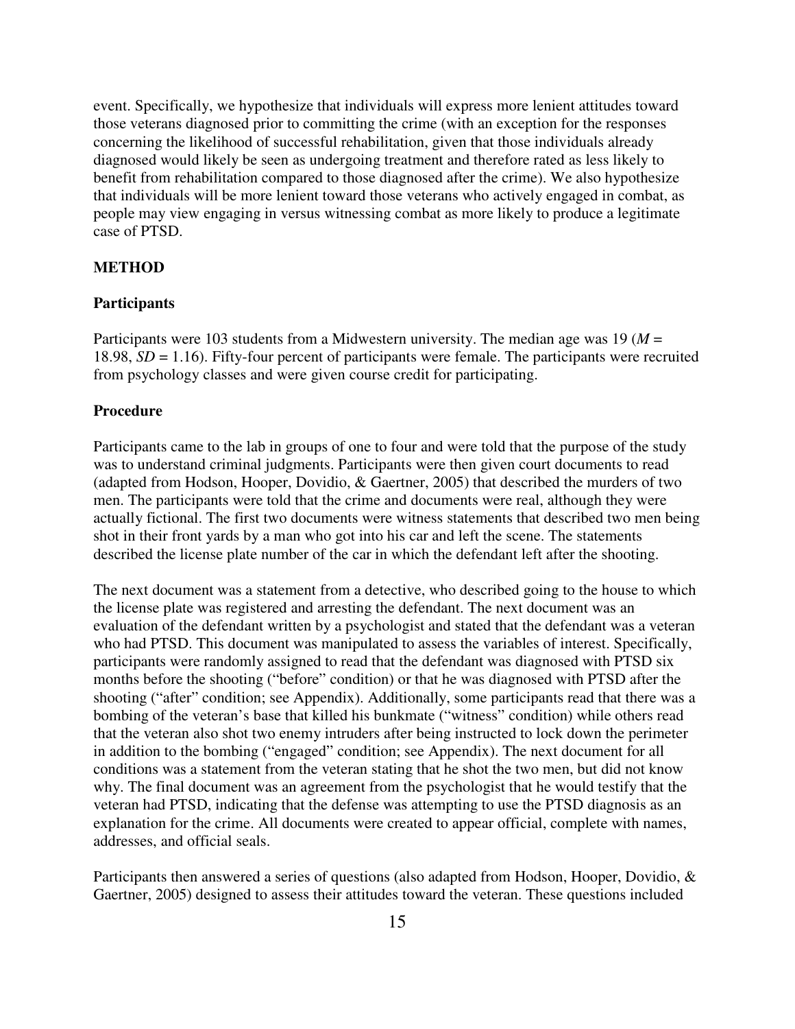event. Specifically, we hypothesize that individuals will express more lenient attitudes toward those veterans diagnosed prior to committing the crime (with an exception for the responses concerning the likelihood of successful rehabilitation, given that those individuals already diagnosed would likely be seen as undergoing treatment and therefore rated as less likely to benefit from rehabilitation compared to those diagnosed after the crime). We also hypothesize that individuals will be more lenient toward those veterans who actively engaged in combat, as people may view engaging in versus witnessing combat as more likely to produce a legitimate case of PTSD.

## METHOD

### Participants

Participants were 103 students from a Midwestern university. The median age was 19 ($M$ = 18.98, $SD$ = 1.16). Fifty-four percent of participants were female. The participants were recruited from psychology classes and were given course credit for participating.

### Procedure

Participants came to the lab in groups of one to four and were told that the purpose of the study was to understand criminal judgments. Participants were then given court documents to read (adapted from Hodson, Hooper, Dovidio, & Gaertner, 2005) that described the murders of two men. The participants were told that the crime and documents were real, although they were actually fictional. The first two documents were witness statements that described two men being shot in their front yards by a man who got into his car and left the scene. The statements described the license plate number of the car in which the defendant left after the shooting.

The next document was a statement from a detective, who described going to the house to which the license plate was registered and arresting the defendant. The next document was an evaluation of the defendant written by a psychologist and stated that the defendant was a veteran who had PTSD. This document was manipulated to assess the variables of interest. Specifically, participants were randomly assigned to read that the defendant was diagnosed with PTSD six months before the shooting ("before" condition) or that he was diagnosed with PTSD after the shooting ("after" condition; see Appendix). Additionally, some participants read that there was a bombing of the veteran's base that killed his bunkmate ("witness" condition) while others read that the veteran also shot two enemy intruders after being instructed to lock down the perimeter in addition to the bombing ("engaged" condition; see Appendix). The next document for all conditions was a statement from the veteran stating that he shot the two men, but did not know why. The final document was an agreement from the psychologist that he would testify that the veteran had PTSD, indicating that the defense was attempting to use the PTSD diagnosis as an explanation for the crime. All documents were created to appear official, complete with names, addresses, and official seals.

Participants then answered a series of questions (also adapted from Hodson, Hooper, Dovidio, & Gaertner, 2005) designed to assess their attitudes toward the veteran. These questions included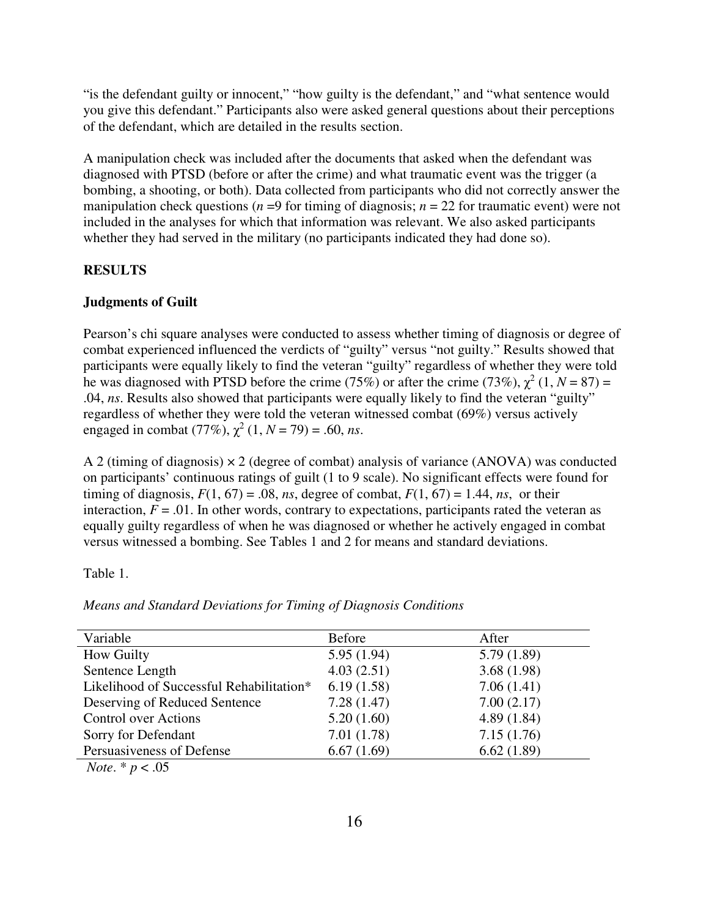"is the defendant guilty or innocent," "how guilty is the defendant," and "what sentence would you give this defendant." Participants also were asked general questions about their perceptions of the defendant, which are detailed in the results section.

A manipulation check was included after the documents that asked when the defendant was diagnosed with PTSD (before or after the crime) and what traumatic event was the trigger (a bombing, a shooting, or both). Data collected from participants who did not correctly answer the manipulation check questions ($n$ =9 for timing of diagnosis; $n$ = 22 for traumatic event) were not included in the analyses for which that information was relevant. We also asked participants whether they had served in the military (no participants indicated they had done so).

## RESULTS

### Judgments of Guilt

Pearson's chi square analyses were conducted to assess whether timing of diagnosis or degree of combat experienced influenced the verdicts of "guilty" versus "not guilty." Results showed that participants were equally likely to find the veteran "guilty" regardless of whether they were told he was diagnosed with PTSD before the crime (75%) or after the crime (73%), $\chi^2$ (1, $N$ = 87) = .04, *ns*. Results also showed that participants were equally likely to find the veteran "guilty" regardless of whether they were told the veteran witnessed combat (69%) versus actively engaged in combat (77%), $\chi^2$ (1, $N$ = 79) = .60, *ns*.

A 2 (timing of diagnosis) × 2 (degree of combat) analysis of variance (ANOVA) was conducted on participants' continuous ratings of guilt (1 to 9 scale). No significant effects were found for timing of diagnosis, $F(1, 67)$ = .08, *ns*, degree of combat, $F(1, 67)$ = 1.44, *ns*, or their interaction, $F$ = .01. In other words, contrary to expectations, participants rated the veteran as equally guilty regardless of when he was diagnosed or whether he actively engaged in combat versus witnessed a bombing. See Tables 1 and 2 for means and standard deviations.

Table 1.

*Means and Standard Deviations for Timing of Diagnosis Conditions*

| Variable | Before | After |
|---|---|---|
| How Guilty | 5.95 (1.94) | 5.79 (1.89) |
| Sentence Length | 4.03 (2.51) | 3.68 (1.98) |
| Likelihood of Successful Rehabilitation* | 6.19 (1.58) | 7.06 (1.41) |
| Deserving of Reduced Sentence | 7.28 (1.47) | 7.00 (2.17) |
| Control over Actions | 5.20 (1.60) | 4.89 (1.84) |
| Sorry for Defendant | 7.01 (1.78) | 7.15 (1.76) |
| Persuasiveness of Defense | 6.67 (1.69) | 6.62 (1.89) |

*Note*. * $p < .05$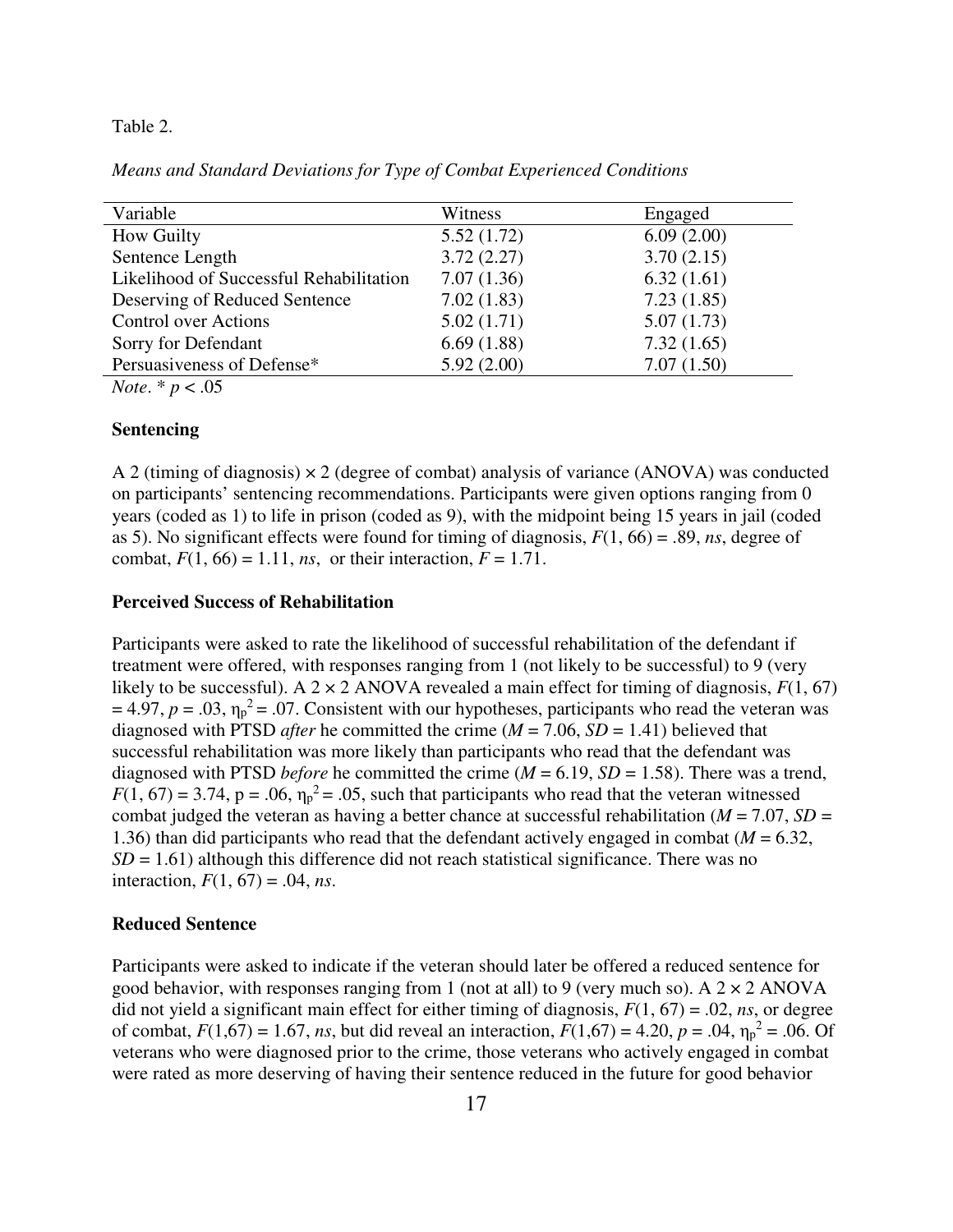Table 2.

*Means and Standard Deviations for Type of Combat Experienced Conditions*

| Variable | Witness | Engaged |
|---|---|---|
| How Guilty | 5.52 (1.72) | 6.09 (2.00) |
| Sentence Length | 3.72 (2.27) | 3.70 (2.15) |
| Likelihood of Successful Rehabilitation | 7.07 (1.36) | 6.32 (1.61) |
| Deserving of Reduced Sentence | 7.02 (1.83) | 7.23 (1.85) |
| Control over Actions | 5.02 (1.71) | 5.07 (1.73) |
| Sorry for Defendant | 6.69 (1.88) | 7.32 (1.65) |
| Persuasiveness of Defense* | 5.92 (2.00) | 7.07 (1.50) |

*Note*. * $p < .05$

### Sentencing

A 2 (timing of diagnosis) × 2 (degree of combat) analysis of variance (ANOVA) was conducted on participants' sentencing recommendations. Participants were given options ranging from 0 years (coded as 1) to life in prison (coded as 9), with the midpoint being 15 years in jail (coded as 5). No significant effects were found for timing of diagnosis, $F(1, 66) = .89$, *ns*, degree of combat, $F(1, 66) = 1.11$, *ns*, or their interaction, $F = 1.71$.

### Perceived Success of Rehabilitation

Participants were asked to rate the likelihood of successful rehabilitation of the defendant if treatment were offered, with responses ranging from 1 (not likely to be successful) to 9 (very likely to be successful). A 2 × 2 ANOVA revealed a main effect for timing of diagnosis, $F(1, 67) = 4.97$, $p = .03$, $\eta_p^2 = .07$. Consistent with our hypotheses, participants who read the veteran was diagnosed with PTSD *after* he committed the crime ($M = 7.06$, $SD = 1.41$) believed that successful rehabilitation was more likely than participants who read that the defendant was diagnosed with PTSD *before* he committed the crime ($M = 6.19$, $SD = 1.58$). There was a trend, $F(1, 67) = 3.74$, p = .06, $\eta_p^2 = .05$, such that participants who read that the veteran witnessed combat judged the veteran as having a better chance at successful rehabilitation ($M = 7.07$, $SD = 1.36$) than did participants who read that the defendant actively engaged in combat ($M = 6.32$, $SD = 1.61$) although this difference did not reach statistical significance. There was no interaction, $F(1, 67) = .04$, *ns*.

### Reduced Sentence

Participants were asked to indicate if the veteran should later be offered a reduced sentence for good behavior, with responses ranging from 1 (not at all) to 9 (very much so). A 2 × 2 ANOVA did not yield a significant main effect for either timing of diagnosis, $F(1, 67) = .02$, *ns*, or degree of combat, $F(1,67) = 1.67$, *ns*, but did reveal an interaction, $F(1,67) = 4.20$, $p = .04$, $\eta_p^2 = .06$. Of veterans who were diagnosed prior to the crime, those veterans who actively engaged in combat were rated as more deserving of having their sentence reduced in the future for good behavior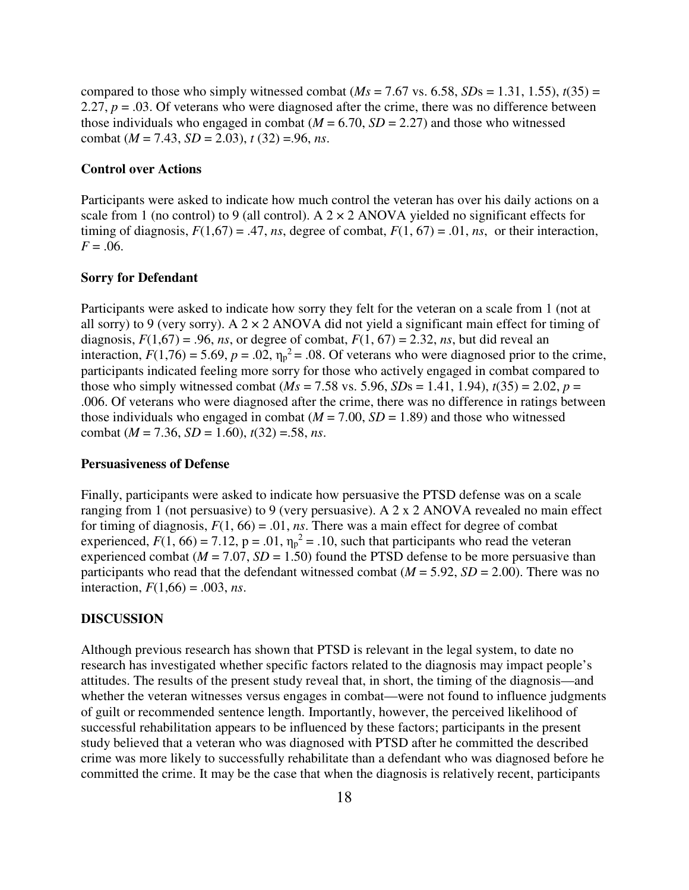compared to those who simply witnessed combat (*Ms* = 7.67 vs. 6.58, *SD*s = 1.31, 1.55), $t(35) = 2.27$, $p = .03$. Of veterans who were diagnosed after the crime, there was no difference between those individuals who engaged in combat (*M* = 6.70, *SD* = 2.27) and those who witnessed combat (*M* = 7.43, *SD* = 2.03), $t(32) = .96$, *ns*.

### Control over Actions

Participants were asked to indicate how much control the veteran has over his daily actions on a scale from 1 (no control) to 9 (all control). A 2 × 2 ANOVA yielded no significant effects for timing of diagnosis, $F(1,67) = .47$, *ns*, degree of combat, $F(1, 67) = .01$, *ns*, or their interaction, $F = .06$.

### Sorry for Defendant

Participants were asked to indicate how sorry they felt for the veteran on a scale from 1 (not at all sorry) to 9 (very sorry). A 2 × 2 ANOVA did not yield a significant main effect for timing of diagnosis, $F(1,67) = .96$, *ns*, or degree of combat, $F(1, 67) = 2.32$, *ns*, but did reveal an interaction, $F(1,76) = 5.69$, $p = .02$, $\eta_p^2 = .08$. Of veterans who were diagnosed prior to the crime, participants indicated feeling more sorry for those who actively engaged in combat compared to those who simply witnessed combat (*Ms* = 7.58 vs. 5.96, *SD*s = 1.41, 1.94), $t(35) = 2.02$, $p = .006$. Of veterans who were diagnosed after the crime, there was no difference in ratings between those individuals who engaged in combat (*M* = 7.00, *SD* = 1.89) and those who witnessed combat (*M* = 7.36, *SD* = 1.60), $t(32) = .58$, *ns*.

### Persuasiveness of Defense

Finally, participants were asked to indicate how persuasive the PTSD defense was on a scale ranging from 1 (not persuasive) to 9 (very persuasive). A 2 x 2 ANOVA revealed no main effect for timing of diagnosis, $F(1, 66) = .01$, *ns*. There was a main effect for degree of combat experienced, $F(1, 66) = 7.12$, $p = .01$, $\eta_p^2 = .10$, such that participants who read the veteran experienced combat (*M* = 7.07, *SD* = 1.50) found the PTSD defense to be more persuasive than participants who read that the defendant witnessed combat (*M* = 5.92, *SD* = 2.00). There was no interaction, $F(1,66) = .003$, *ns*.

## DISCUSSION

Although previous research has shown that PTSD is relevant in the legal system, to date no research has investigated whether specific factors related to the diagnosis may impact people's attitudes. The results of the present study reveal that, in short, the timing of the diagnosis—and whether the veteran witnesses versus engages in combat—were not found to influence judgments of guilt or recommended sentence length. Importantly, however, the perceived likelihood of successful rehabilitation appears to be influenced by these factors; participants in the present study believed that a veteran who was diagnosed with PTSD after he committed the described crime was more likely to successfully rehabilitate than a defendant who was diagnosed before he committed the crime. It may be the case that when the diagnosis is relatively recent, participants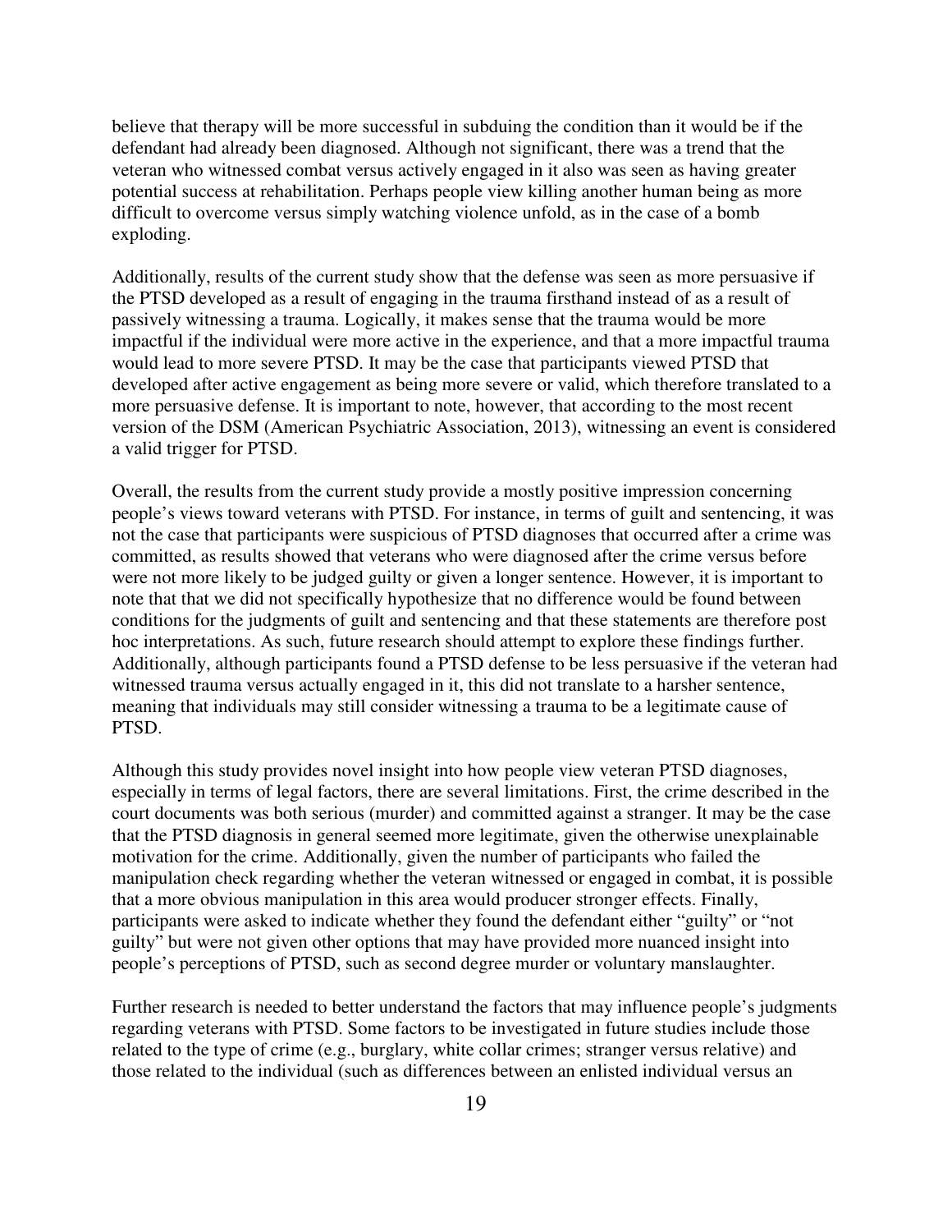believe that therapy will be more successful in subduing the condition than it would be if the defendant had already been diagnosed. Although not significant, there was a trend that the veteran who witnessed combat versus actively engaged in it also was seen as having greater potential success at rehabilitation. Perhaps people view killing another human being as more difficult to overcome versus simply watching violence unfold, as in the case of a bomb exploding.

Additionally, results of the current study show that the defense was seen as more persuasive if the PTSD developed as a result of engaging in the trauma firsthand instead of as a result of passively witnessing a trauma. Logically, it makes sense that the trauma would be more impactful if the individual were more active in the experience, and that a more impactful trauma would lead to more severe PTSD. It may be the case that participants viewed PTSD that developed after active engagement as being more severe or valid, which therefore translated to a more persuasive defense. It is important to note, however, that according to the most recent version of the DSM (American Psychiatric Association, 2013), witnessing an event is considered a valid trigger for PTSD.

Overall, the results from the current study provide a mostly positive impression concerning people's views toward veterans with PTSD. For instance, in terms of guilt and sentencing, it was not the case that participants were suspicious of PTSD diagnoses that occurred after a crime was committed, as results showed that veterans who were diagnosed after the crime versus before were not more likely to be judged guilty or given a longer sentence. However, it is important to note that that we did not specifically hypothesize that no difference would be found between conditions for the judgments of guilt and sentencing and that these statements are therefore post hoc interpretations. As such, future research should attempt to explore these findings further. Additionally, although participants found a PTSD defense to be less persuasive if the veteran had witnessed trauma versus actually engaged in it, this did not translate to a harsher sentence, meaning that individuals may still consider witnessing a trauma to be a legitimate cause of PTSD.

Although this study provides novel insight into how people view veteran PTSD diagnoses, especially in terms of legal factors, there are several limitations. First, the crime described in the court documents was both serious (murder) and committed against a stranger. It may be the case that the PTSD diagnosis in general seemed more legitimate, given the otherwise unexplainable motivation for the crime. Additionally, given the number of participants who failed the manipulation check regarding whether the veteran witnessed or engaged in combat, it is possible that a more obvious manipulation in this area would producer stronger effects. Finally, participants were asked to indicate whether they found the defendant either "guilty" or "not guilty" but were not given other options that may have provided more nuanced insight into people's perceptions of PTSD, such as second degree murder or voluntary manslaughter.

Further research is needed to better understand the factors that may influence people's judgments regarding veterans with PTSD. Some factors to be investigated in future studies include those related to the type of crime (e.g., burglary, white collar crimes; stranger versus relative) and those related to the individual (such as differences between an enlisted individual versus an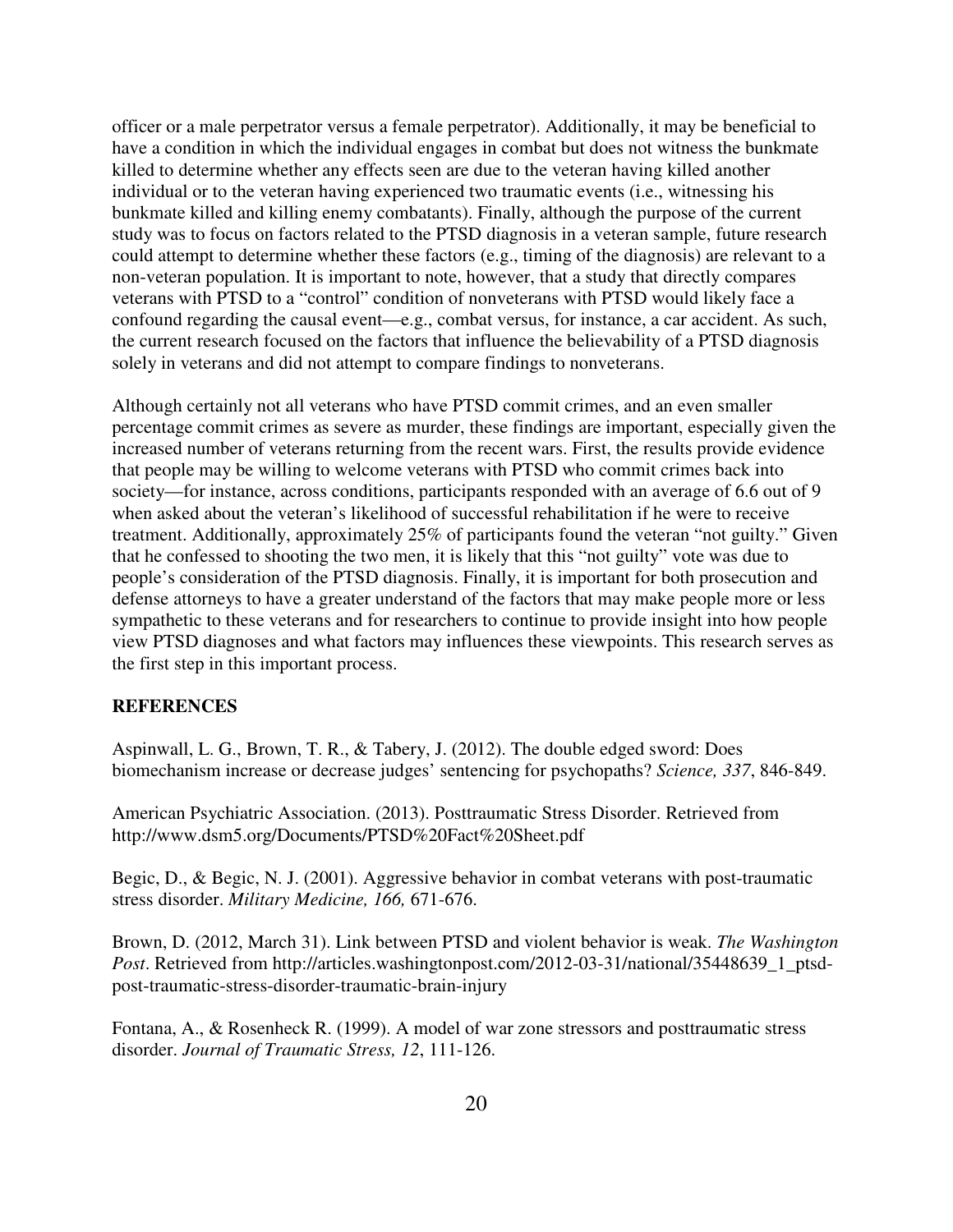officer or a male perpetrator versus a female perpetrator). Additionally, it may be beneficial to have a condition in which the individual engages in combat but does not witness the bunkmate killed to determine whether any effects seen are due to the veteran having killed another individual or to the veteran having experienced two traumatic events (i.e., witnessing his bunkmate killed and killing enemy combatants). Finally, although the purpose of the current study was to focus on factors related to the PTSD diagnosis in a veteran sample, future research could attempt to determine whether these factors (e.g., timing of the diagnosis) are relevant to a non-veteran population. It is important to note, however, that a study that directly compares veterans with PTSD to a "control" condition of nonveterans with PTSD would likely face a confound regarding the causal event—e.g., combat versus, for instance, a car accident. As such, the current research focused on the factors that influence the believability of a PTSD diagnosis solely in veterans and did not attempt to compare findings to nonveterans.

Although certainly not all veterans who have PTSD commit crimes, and an even smaller percentage commit crimes as severe as murder, these findings are important, especially given the increased number of veterans returning from the recent wars. First, the results provide evidence that people may be willing to welcome veterans with PTSD who commit crimes back into society—for instance, across conditions, participants responded with an average of 6.6 out of 9 when asked about the veteran's likelihood of successful rehabilitation if he were to receive treatment. Additionally, approximately 25% of participants found the veteran "not guilty." Given that he confessed to shooting the two men, it is likely that this "not guilty" vote was due to people's consideration of the PTSD diagnosis. Finally, it is important for both prosecution and defense attorneys to have a greater understand of the factors that may make people more or less sympathetic to these veterans and for researchers to continue to provide insight into how people view PTSD diagnoses and what factors may influences these viewpoints. This research serves as the first step in this important process.

## REFERENCES

Aspinwall, L. G., Brown, T. R., & Tabery, J. (2012). The double edged sword: Does biomechanism increase or decrease judges' sentencing for psychopaths? *Science, 337*, 846-849.

American Psychiatric Association. (2013). Posttraumatic Stress Disorder. Retrieved from http://www.dsm5.org/Documents/PTSD%20Fact%20Sheet.pdf

Begic, D., & Begic, N. J. (2001). Aggressive behavior in combat veterans with post-traumatic stress disorder. *Military Medicine, 166,* 671-676.

Brown, D. (2012, March 31). Link between PTSD and violent behavior is weak. *The Washington Post*. Retrieved from http://articles.washingtonpost.com/2012-03-31/national/35448639_1_ptsd-post-traumatic-stress-disorder-traumatic-brain-injury

Fontana, A., & Rosenheck R. (1999). A model of war zone stressors and posttraumatic stress disorder. *Journal of Traumatic Stress, 12*, 111-126.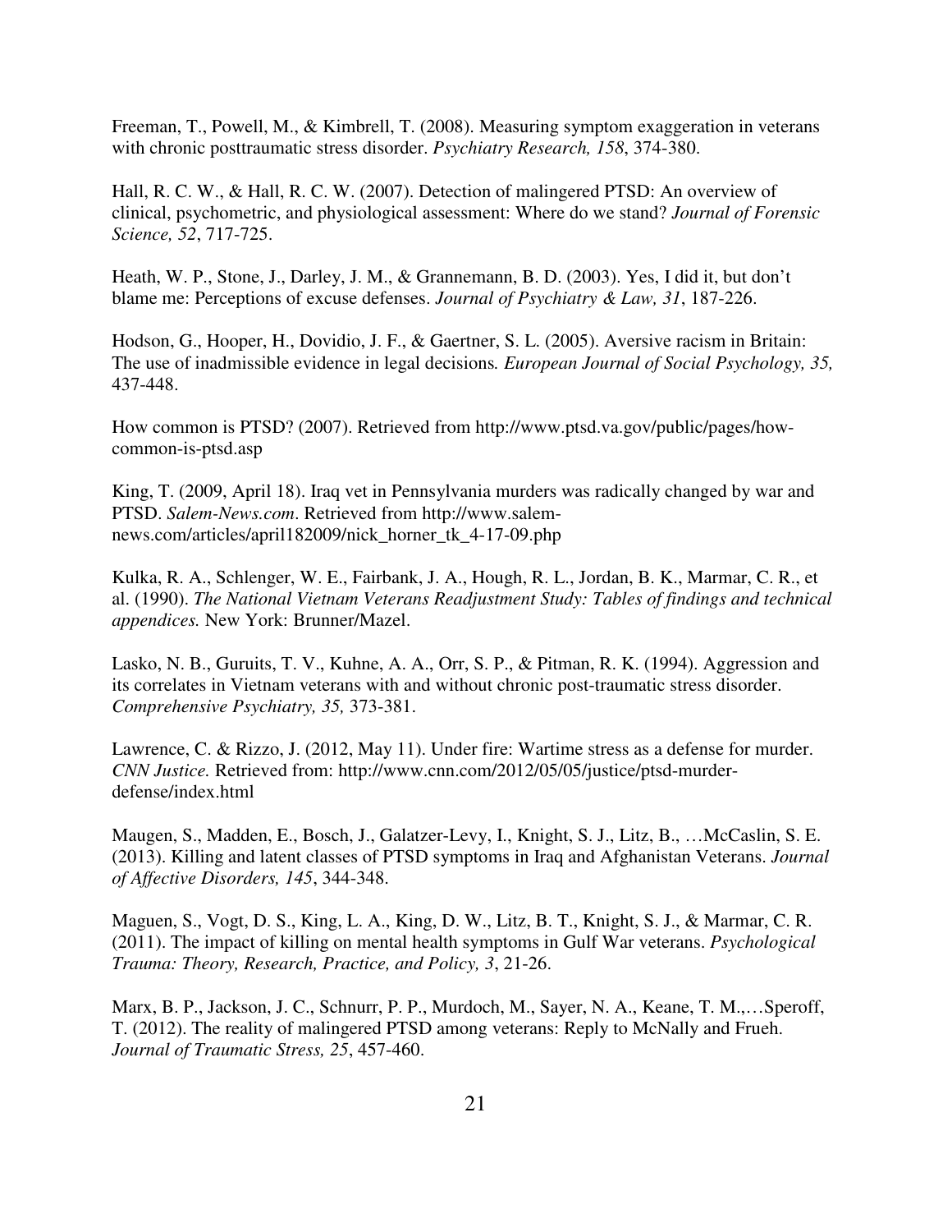Freeman, T., Powell, M., & Kimbrell, T. (2008). Measuring symptom exaggeration in veterans with chronic posttraumatic stress disorder. *Psychiatry Research, 158*, 374-380.

Hall, R. C. W., & Hall, R. C. W. (2007). Detection of malingered PTSD: An overview of clinical, psychometric, and physiological assessment: Where do we stand? *Journal of Forensic Science, 52*, 717-725.

Heath, W. P., Stone, J., Darley, J. M., & Grannemann, B. D. (2003). Yes, I did it, but don't blame me: Perceptions of excuse defenses. *Journal of Psychiatry & Law, 31*, 187-226.

Hodson, G., Hooper, H., Dovidio, J. F., & Gaertner, S. L. (2005). Aversive racism in Britain: The use of inadmissible evidence in legal decisions*. European Journal of Social Psychology, 35,* 437-448.

How common is PTSD? (2007). Retrieved from http://www.ptsd.va.gov/public/pages/how-common-is-ptsd.asp

King, T. (2009, April 18). Iraq vet in Pennsylvania murders was radically changed by war and PTSD. *Salem-News.com*. Retrieved from http://www.salem-news.com/articles/april182009/nick_horner_tk_4-17-09.php

Kulka, R. A., Schlenger, W. E., Fairbank, J. A., Hough, R. L., Jordan, B. K., Marmar, C. R., et al. (1990). *The National Vietnam Veterans Readjustment Study: Tables of findings and technical appendices.* New York: Brunner/Mazel.

Lasko, N. B., Guruits, T. V., Kuhne, A. A., Orr, S. P., & Pitman, R. K. (1994). Aggression and its correlates in Vietnam veterans with and without chronic post-traumatic stress disorder. *Comprehensive Psychiatry, 35,* 373-381.

Lawrence, C. & Rizzo, J. (2012, May 11). Under fire: Wartime stress as a defense for murder. *CNN Justice.* Retrieved from: http://www.cnn.com/2012/05/05/justice/ptsd-murder-defense/index.html

Maugen, S., Madden, E., Bosch, J., Galatzer-Levy, I., Knight, S. J., Litz, B., …McCaslin, S. E. (2013). Killing and latent classes of PTSD symptoms in Iraq and Afghanistan Veterans. *Journal of Affective Disorders, 145*, 344-348.

Maguen, S., Vogt, D. S., King, L. A., King, D. W., Litz, B. T., Knight, S. J., & Marmar, C. R. (2011). The impact of killing on mental health symptoms in Gulf War veterans. *Psychological Trauma: Theory, Research, Practice, and Policy, 3*, 21-26.

Marx, B. P., Jackson, J. C., Schnurr, P. P., Murdoch, M., Sayer, N. A., Keane, T. M.,…Speroff, T. (2012). The reality of malingered PTSD among veterans: Reply to McNally and Frueh. *Journal of Traumatic Stress, 25*, 457-460.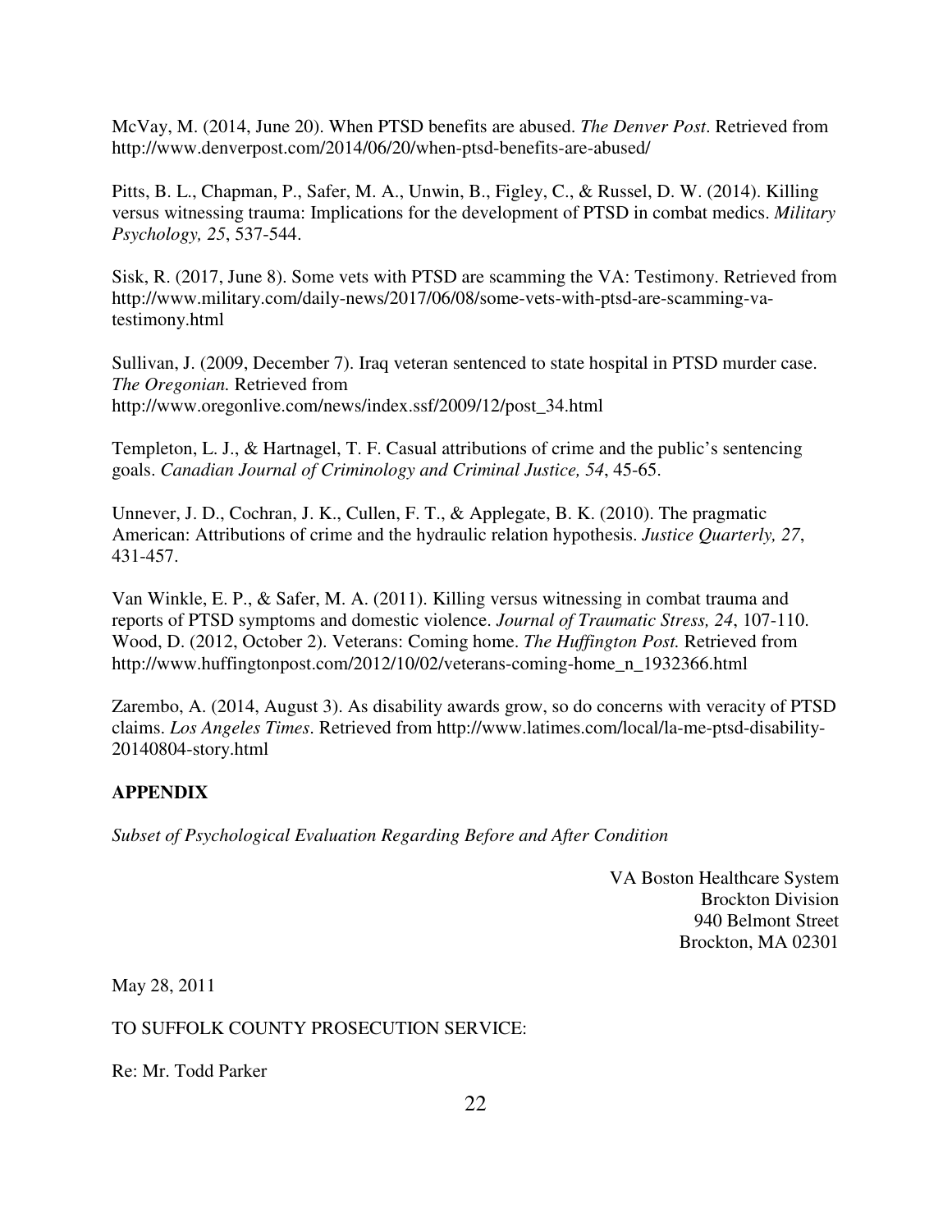McVay, M. (2014, June 20). When PTSD benefits are abused. *The Denver Post*. Retrieved from http://www.denverpost.com/2014/06/20/when-ptsd-benefits-are-abused/

Pitts, B. L., Chapman, P., Safer, M. A., Unwin, B., Figley, C., & Russel, D. W. (2014). Killing versus witnessing trauma: Implications for the development of PTSD in combat medics. *Military Psychology, 25*, 537-544.

Sisk, R. (2017, June 8). Some vets with PTSD are scamming the VA: Testimony. Retrieved from http://www.military.com/daily-news/2017/06/08/some-vets-with-ptsd-are-scamming-va-testimony.html

Sullivan, J. (2009, December 7). Iraq veteran sentenced to state hospital in PTSD murder case. *The Oregonian.* Retrieved from http://www.oregonlive.com/news/index.ssf/2009/12/post_34.html

Templeton, L. J., & Hartnagel, T. F. Casual attributions of crime and the public's sentencing goals. *Canadian Journal of Criminology and Criminal Justice, 54*, 45-65.

Unnever, J. D., Cochran, J. K., Cullen, F. T., & Applegate, B. K. (2010). The pragmatic American: Attributions of crime and the hydraulic relation hypothesis. *Justice Quarterly, 27*, 431-457.

Van Winkle, E. P., & Safer, M. A. (2011). Killing versus witnessing in combat trauma and reports of PTSD symptoms and domestic violence. *Journal of Traumatic Stress, 24*, 107-110.

Wood, D. (2012, October 2). Veterans: Coming home. *The Huffington Post.* Retrieved from http://www.huffingtonpost.com/2012/10/02/veterans-coming-home_n_1932366.html

Zarembo, A. (2014, August 3). As disability awards grow, so do concerns with veracity of PTSD claims. *Los Angeles Times*. Retrieved from http://www.latimes.com/local/la-me-ptsd-disability-20140804-story.html

## APPENDIX

*Subset of Psychological Evaluation Regarding Before and After Condition*

VA Boston Healthcare System
Brockton Division
940 Belmont Street
Brockton, MA 02301

May 28, 2011

TO SUFFOLK COUNTY PROSECUTION SERVICE:

Re: Mr. Todd Parker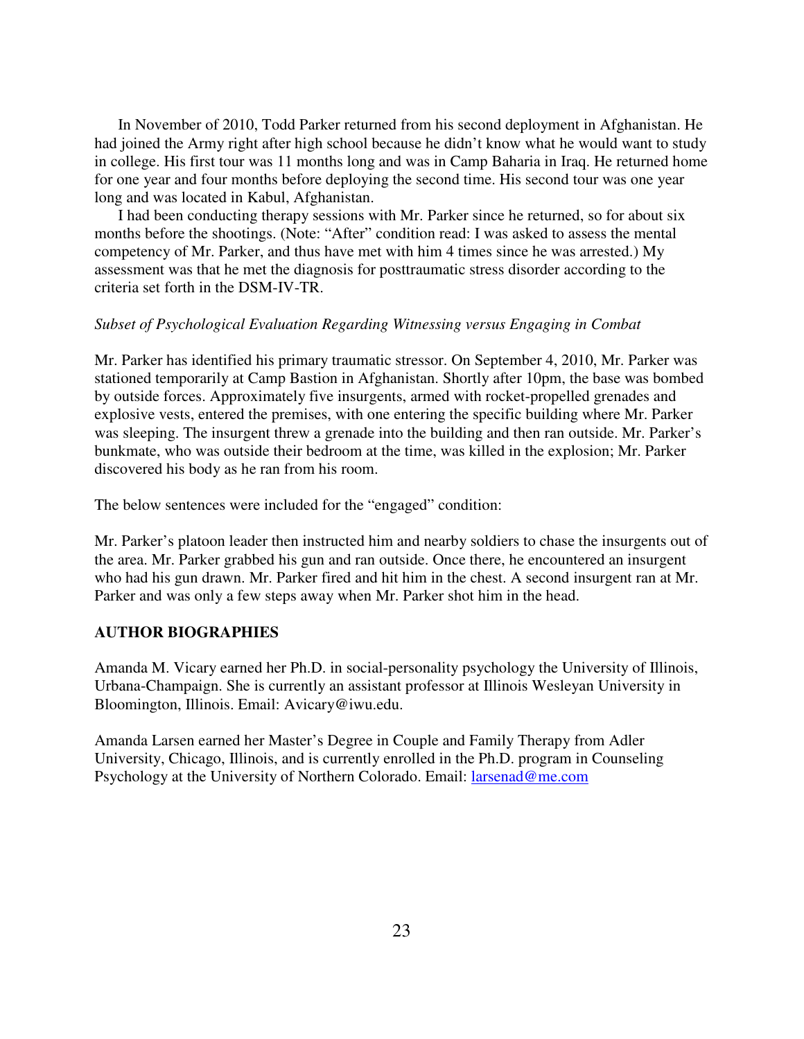In November of 2010, Todd Parker returned from his second deployment in Afghanistan. He had joined the Army right after high school because he didn't know what he would want to study in college. His first tour was 11 months long and was in Camp Baharia in Iraq. He returned home for one year and four months before deploying the second time. His second tour was one year long and was located in Kabul, Afghanistan.

I had been conducting therapy sessions with Mr. Parker since he returned, so for about six months before the shootings. (Note: "After" condition read: I was asked to assess the mental competency of Mr. Parker, and thus have met with him 4 times since he was arrested.) My assessment was that he met the diagnosis for posttraumatic stress disorder according to the criteria set forth in the DSM-IV-TR.

*Subset of Psychological Evaluation Regarding Witnessing versus Engaging in Combat*

Mr. Parker has identified his primary traumatic stressor. On September 4, 2010, Mr. Parker was stationed temporarily at Camp Bastion in Afghanistan. Shortly after 10pm, the base was bombed by outside forces. Approximately five insurgents, armed with rocket-propelled grenades and explosive vests, entered the premises, with one entering the specific building where Mr. Parker was sleeping. The insurgent threw a grenade into the building and then ran outside. Mr. Parker's bunkmate, who was outside their bedroom at the time, was killed in the explosion; Mr. Parker discovered his body as he ran from his room.

The below sentences were included for the "engaged" condition:

Mr. Parker's platoon leader then instructed him and nearby soldiers to chase the insurgents out of the area. Mr. Parker grabbed his gun and ran outside. Once there, he encountered an insurgent who had his gun drawn. Mr. Parker fired and hit him in the chest. A second insurgent ran at Mr. Parker and was only a few steps away when Mr. Parker shot him in the head.

**AUTHOR BIOGRAPHIES**

Amanda M. Vicary earned her Ph.D. in social-personality psychology the University of Illinois, Urbana-Champaign. She is currently an assistant professor at Illinois Wesleyan University in Bloomington, Illinois. Email: Avicary@iwu.edu.

Amanda Larsen earned her Master's Degree in Couple and Family Therapy from Adler University, Chicago, Illinois, and is currently enrolled in the Ph.D. program in Counseling Psychology at the University of Northern Colorado. Email: larsenad@me.com